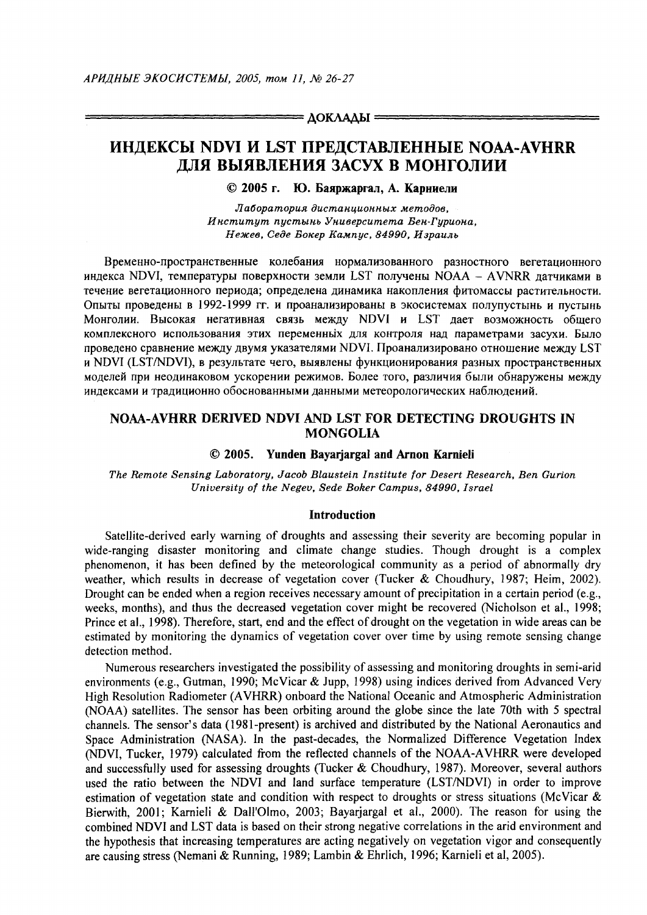## ДОКЛАДЫ

# ИНДЕКСЫ NDVI И LST ПРЕДСТАВЛЕННЫЕ NOAA-AVHRR ДЛЯ ВЫЯВЛЕНИЯ ЗАСУХ В МОНГОЛИИ

**© 2005 г. Ю. Баярждаргал, А. Карниели**

*Лаборатория дистанционных методов, Институт пустынь Университета Бен-Гуриона, Нежев, Седе Бокер Кампус, 84990, Израиль*

Временно-пространственные колебания нормализованного разностного вегетационного индекса NDVI, температуры поверхности земли LST получены NOAA – AVNRR датчиками в течение вегетационного периода; определена динамика накопления фитомассы растительности. Опыты проведены в 1992-1999 гг. и проанализированы в экосистемах полупустынь и пустынь Монголии. Высокая негативная связь между NDVI и LST дает возможность общего комплексного использования этих переменных для контроля над параметрами засухи. Было проведено сравнение между двумя указателями NDVI. Проанализировано отношение между LST и NDVI (LST/NDVI), в результате чего, выявлены функционирования разных пространственных моделей при неодинаковом ускорении режимов. Более того, различия были обнаружены между индексами и традиционно обоснованными данными метеорологических наблюдений.

# NOAA-AVHRR DERIVED NDVI AND LST FOR DETECTING DROUGHTS IN MONGOLIA

**© 2005. Yunden Bayarjargal and Arnon Karnieli**

*The Remote Sensing Laboratory, Jacob Blaustein Institute for Desert Research, Ben Gurion University of the Negev, Sede Boker Campus, 84990, Israel*

## Introduction

Satellite-derived early warning of droughts and assessing their severity are becoming popular in wide-ranging disaster monitoring and climate change studies. Though drought is a complex phenomenon, it has been defined by the meteorological community as a period of abnormally dry weather, which results in decrease of vegetation cover (Tucker & Choudhury, 1987; Heim, 2002). Drought can be ended when a region receives necessary amount of precipitation in a certain period (e.g., weeks, months), and thus the decreased vegetation cover might be recovered (Nicholson et al., 1998; Prince et al., 1998). Therefore, start, end and the effect of drought on the vegetation in wide areas can be estimated by monitoring the dynamics of vegetation cover over time by using remote sensing change detection method.

Numerous researchers investigated the possibility of assessing and monitoring droughts in semi-arid environments (e.g., Gutman, 1990; McVicar & Jupp, 1998) using indices derived from Advanced Very High Resolution Radiometer (AVHRR) onboard the National Oceanic and Atmospheric Administration (NOAA) satellites. The sensor has been orbiting around the globe since the late 70th with 5 spectral channels. The sensor's data (1981-present) is archived and distributed by the National Aeronautics and Space Administration (NASA). In the past-decades, the Normalized Difference Vegetation Index (NDVI, Tucker, 1979) calculated from the reflected channels of the NOAA-AVHRR were developed and successfully used for assessing droughts (Tucker & Choudhury, 1987). Moreover, several authors used the ratio between the NDVI and land surface temperature (LST/NDVI) in order to improve estimation of vegetation state and condition with respect to droughts or stress situations (McVicar & Bierwith, 2001; Karnieli & Dall'Olmo, 2003; Bayarjargal et al., 2000). The reason for using the combined NDVI and LST data is based on their strong negative correlations in the arid environment and the hypothesis that increasing temperatures are acting negatively on vegetation vigor and consequently are causing stress (Nemani & Running, 1989; Lambin & Ehrlich, 1996; Karnieli et al, 2005).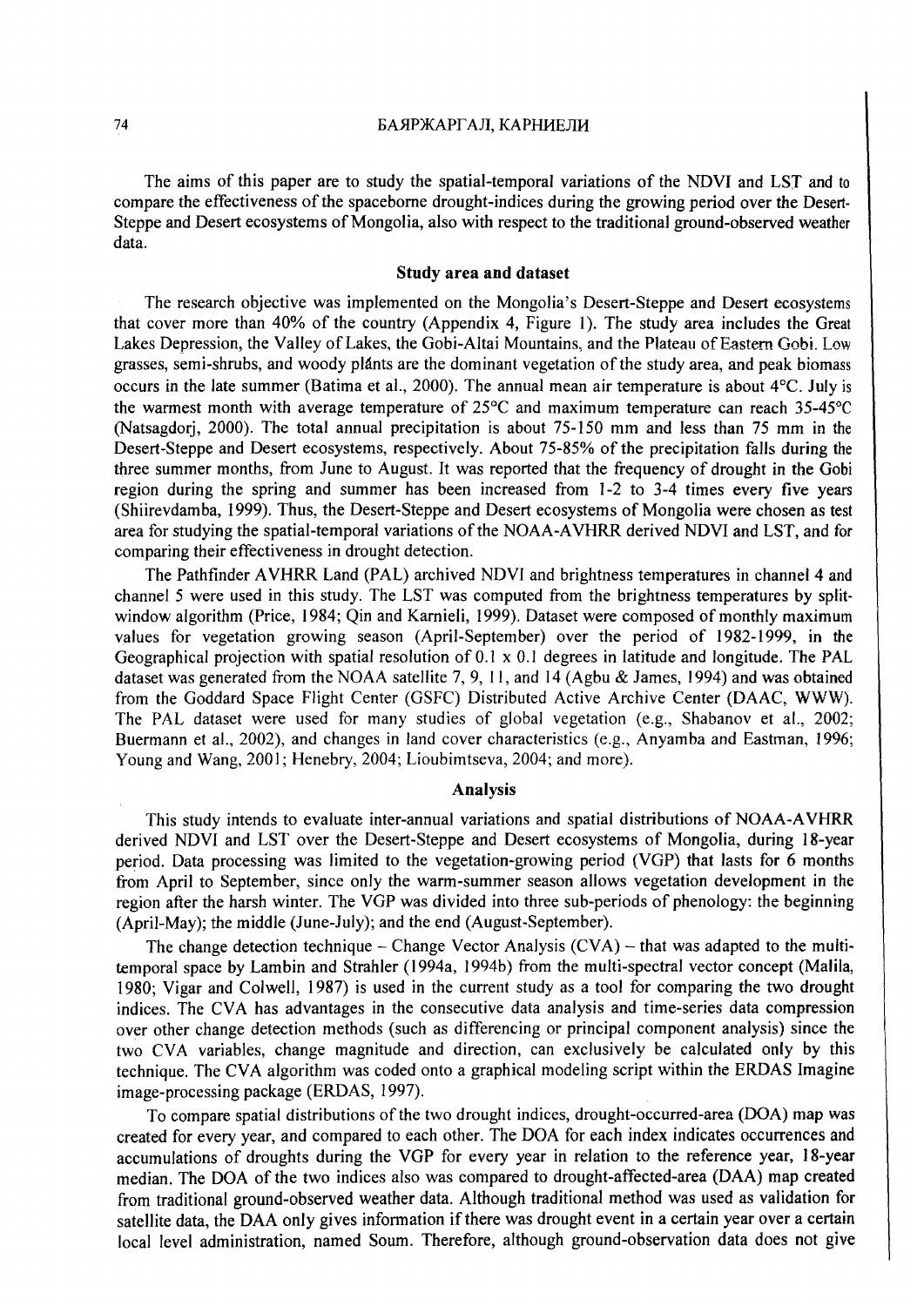The aims of this paper are to study the spatial-temporal variations of the NDVI and LST and to compare the effectiveness of the spaceborne drought-indices during the growing period over the Desert-Steppe and Desert ecosystems of Mongolia, also with respect to the traditional ground-observed weather data.

## Study area and dataset

The research objective was implemented on the Mongolia's Desert-Steppe and Desert ecosystems that cover more than 40% of the country (Appendix 4, Figure 1). The study area includes the Great Lakes Depression, the Valley of Lakes, the Gobi-Altai Mountains, and the Plateau of Eastern Gobi. Low grasses, semi-shrubs, and woody plants are the dominant vegetation of the study area, and peak biomass occurs in the late summer (Batima et al., 2000). The annual mean air temperature is about 4°C. July is the warmest month with average temperature of 25°C and maximum temperature can reach 35-45°C (Natsagdorj, 2000). The total annual precipitation is about 75-150 mm and less than 75 mm in the Desert-Steppe and Desert ecosystems, respectively. About 75-85% of the precipitation falls during the three summer months, from June to August. It was reported that the frequency of drought in the Gobi region during the spring and summer has been increased from 1-2 to 3-4 times every five years (Shiirevdamba, 1999). Thus, the Desert-Steppe and Desert ecosystems of Mongolia were chosen as test area for studying the spatial-temporal variations of the NOAA-AVHRR derived NDVI and LST, and for comparing their effectiveness in drought detection.

The Pathfinder AVHRR Land (PAL) archived NDVI and brightness temperatures in channel 4 and channel 5 were used in this study. The LST was computed from the brightness temperatures by split-window algorithm (Price, 1984; Qin and Karnieli, 1999). Dataset were composed of monthly maximum values for vegetation growing season (April-September) over the period of 1982-1999, in the Geographical projection with spatial resolution of 0.1 x 0.1 degrees in latitude and longitude. The PAL dataset was generated from the NOAA satellite 7, 9, 11, and 14 (Agbu & James, 1994) and was obtained from the Goddard Space Flight Center (GSFC) Distributed Active Archive Center (DAAC, WWW). The PAL dataset were used for many studies of global vegetation (e.g., Shabanov et al., 2002; Buermann et al., 2002), and changes in land cover characteristics (e.g., Anyamba and Eastman, 1996; Young and Wang, 2001; Henebry, 2004; Lioubimtseva, 2004; and more).

## Analysis

This study intends to evaluate inter-annual variations and spatial distributions of NOAA-AVHRR derived NDVI and LST over the Desert-Steppe and Desert ecosystems of Mongolia, during 18-year period. Data processing was limited to the vegetation-growing period (VGP) that lasts for 6 months from April to September, since only the warm-summer season allows vegetation development in the region after the harsh winter. The VGP was divided into three sub-periods of phenology: the beginning (April-May); the middle (June-July); and the end (August-September).

The change detection technique – Change Vector Analysis (CVA) – that was adapted to the multi-temporal space by Lambin and Strahler (1994a, 1994b) from the multi-spectral vector concept (Malila, 1980; Vigar and Colwell, 1987) is used in the current study as a tool for comparing the two drought indices. The CVA has advantages in the consecutive data analysis and time-series data compression over other change detection methods (such as differencing or principal component analysis) since the two CVA variables, change magnitude and direction, can exclusively be calculated only by this technique. The CVA algorithm was coded onto a graphical modeling script within the ERDAS Imagine image-processing package (ERDAS, 1997).

To compare spatial distributions of the two drought indices, drought-occurred-area (DOA) map was created for every year, and compared to each other. The DOA for each index indicates occurrences and accumulations of droughts during the VGP for every year in relation to the reference year, 18-year median. The DOA of the two indices also was compared to drought-affected-area (DAA) map created from traditional ground-observed weather data. Although traditional method was used as validation for satellite data, the DAA only gives information if there was drought event in a certain year over a certain local level administration, named Soum. Therefore, although ground-observation data does not give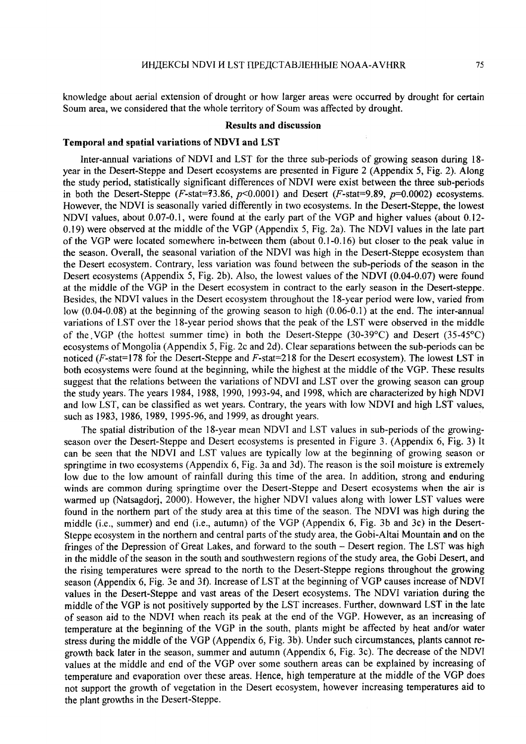knowledge about aerial extension of drought or how larger areas were occurred by drought for certain Soum area, we considered that the whole territory of Soum was affected by drought.

## Results and discussion

### Temporal and spatial variations of NDVI and LST

Inter-annual variations of NDVI and LST for the three sub-periods of growing season during 18-year in the Desert-Steppe and Desert ecosystems are presented in Figure 2 (Appendix 5, Fig. 2). Along the study period, statistically significant differences of NDVI were exist between the three sub-periods in both the Desert-Steppe ($F$-stat=73.86, $p$<0.0001) and Desert ($F$-stat=9.89, $p$=0.0002) ecosystems. However, the NDVI is seasonally varied differently in two ecosystems. In the Desert-Steppe, the lowest NDVI values, about 0.07-0.1, were found at the early part of the VGP and higher values (about 0.12-0.19) were observed at the middle of the VGP (Appendix 5, Fig. 2a). The NDVI values in the late part of the VGP were located somewhere in-between them (about 0.1-0.16) but closer to the peak value in the season. Overall, the seasonal variation of the NDVI was high in the Desert-Steppe ecosystem than the Desert ecosystem. Contrary, less variation was found between the sub-periods of the season in the Desert ecosystems (Appendix 5, Fig. 2b). Also, the lowest values of the NDVI (0.04-0.07) were found at the middle of the VGP in the Desert ecosystem in contract to the early season in the Desert-steppe. Besides, the NDVI values in the Desert ecosystem throughout the 18-year period were low, varied from low (0.04-0.08) at the beginning of the growing season to high (0.06-0.1) at the end. The inter-annual variations of LST over the 18-year period shows that the peak of the LST were observed in the middle of the VGP (the hottest summer time) in both the Desert-Steppe (30-39°C) and Desert (35-45°C) ecosystems of Mongolia (Appendix 5, Fig. 2c and 2d). Clear separations between the sub-periods can be noticed ($F$-stat=178 for the Desert-Steppe and $F$-stat=218 for the Desert ecosystem). The lowest LST in both ecosystems were found at the beginning, while the highest at the middle of the VGP. These results suggest that the relations between the variations of NDVI and LST over the growing season can group the study years. The years 1984, 1988, 1990, 1993-94, and 1998, which are characterized by high NDVI and low LST, can be classified as wet years. Contrary, the years with low NDVI and high LST values, such as 1983, 1986, 1989, 1995-96, and 1999, as drought years.

The spatial distribution of the 18-year mean NDVI and LST values in sub-periods of the growing-season over the Desert-Steppe and Desert ecosystems is presented in Figure 3. (Appendix 6, Fig. 3) It can be seen that the NDVI and LST values are typically low at the beginning of growing season or springtime in two ecosystems (Appendix 6, Fig. 3a and 3d). The reason is the soil moisture is extremely low due to the low amount of rainfall during this time of the area. In addition, strong and enduring winds are common during springtime over the Desert-Steppe and Desert ecosystems when the air is warmed up (Natsagdorj, 2000). However, the higher NDVI values along with lower LST values were found in the northern part of the study area at this time of the season. The NDVI was high during the middle (i.e., summer) and end (i.e., autumn) of the VGP (Appendix 6, Fig. 3b and 3c) in the Desert-Steppe ecosystem in the northern and central parts of the study area, the Gobi-Altai Mountain and on the fringes of the Depression of Great Lakes, and forward to the south – Desert region. The LST was high in the middle of the season in the south and southwestern regions of the study area, the Gobi Desert, and the rising temperatures were spread to the north to the Desert-Steppe regions throughout the growing season (Appendix 6, Fig. 3e and 3f). Increase of LST at the beginning of VGP causes increase of NDVI values in the Desert-Steppe and vast areas of the Desert ecosystems. The NDVI variation during the middle of the VGP is not positively supported by the LST increases. Further, downward LST in the late of season aid to the NDVI when reach its peak at the end of the VGP. However, as an increasing of temperature at the beginning of the VGP in the south, plants might be affected by heat and/or water stress during the middle of the VGP (Appendix 6, Fig. 3b). Under such circumstances, plants cannot re-growth back later in the season, summer and autumn (Appendix 6, Fig. 3c). The decrease of the NDVI values at the middle and end of the VGP over some southern areas can be explained by increasing of temperature and evaporation over these areas. Hence, high temperature at the middle of the VGP does not support the growth of vegetation in the Desert ecosystem, however increasing temperatures aid to the plant growths in the Desert-Steppe.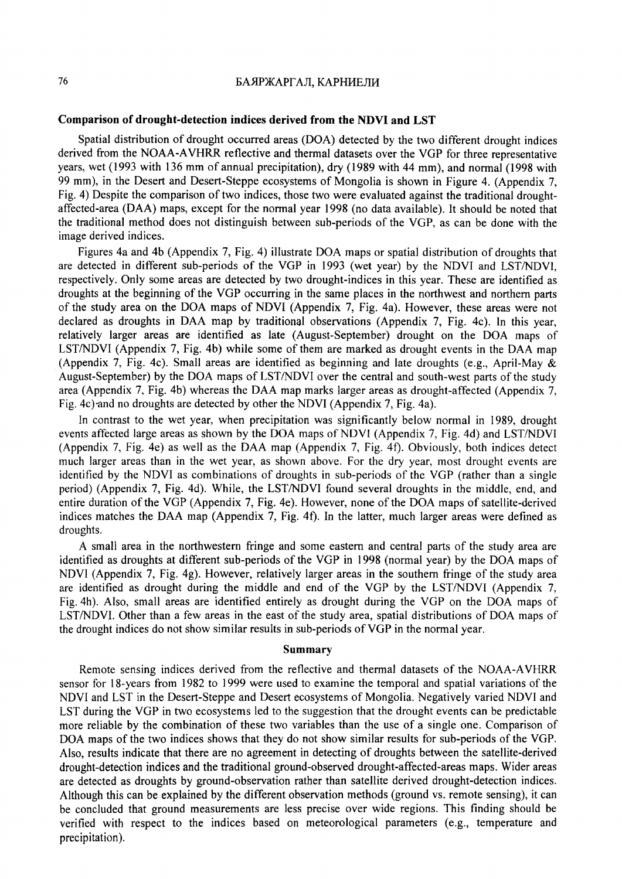### Comparison of drought-detection indices derived from the NDVI and LST

Spatial distribution of drought occurred areas (DOA) detected by the two different drought indices derived from the NOAA-AVHRR reflective and thermal datasets over the VGP for three representative years, wet (1993 with 136 mm of annual precipitation), dry (1989 with 44 mm), and normal (1998 with 99 mm), in the Desert and Desert-Steppe ecosystems of Mongolia is shown in Figure 4. (Appendix 7, Fig. 4) Despite the comparison of two indices, those two were evaluated against the traditional drought-affected-area (DAA) maps, except for the normal year 1998 (no data available). It should be noted that the traditional method does not distinguish between sub-periods of the VGP, as can be done with the image derived indices.

Figures 4a and 4b (Appendix 7, Fig. 4) illustrate DOA maps or spatial distribution of droughts that are detected in different sub-periods of the VGP in 1993 (wet year) by the NDVI and LST/NDVI, respectively. Only some areas are detected by two drought-indices in this year. These are identified as droughts at the beginning of the VGP occurring in the same places in the northwest and northern parts of the study area on the DOA maps of NDVI (Appendix 7, Fig. 4a). However, these areas were not declared as droughts in DAA map by traditional observations (Appendix 7, Fig. 4c). In this year, relatively larger areas are identified as late (August-September) drought on the DOA maps of LST/NDVI (Appendix 7, Fig. 4b) while some of them are marked as drought events in the DAA map (Appendix 7, Fig. 4c). Small areas are identified as beginning and late droughts (e.g., April-May & August-September) by the DOA maps of LST/NDVI over the central and south-west parts of the study area (Appendix 7, Fig. 4b) whereas the DAA map marks larger areas as drought-affected (Appendix 7, Fig. 4c) and no droughts are detected by other the NDVI (Appendix 7, Fig. 4a).

In contrast to the wet year, when precipitation was significantly below normal in 1989, drought events affected large areas as shown by the DOA maps of NDVI (Appendix 7, Fig. 4d) and LST/NDVI (Appendix 7, Fig. 4e) as well as the DAA map (Appendix 7, Fig. 4f). Obviously, both indices detect much larger areas than in the wet year, as shown above. For the dry year, most drought events are identified by the NDVI as combinations of droughts in sub-periods of the VGP (rather than a single period) (Appendix 7, Fig. 4d). While, the LST/NDVI found several droughts in the middle, end, and entire duration of the VGP (Appendix 7, Fig. 4e). However, none of the DOA maps of satellite-derived indices matches the DAA map (Appendix 7, Fig. 4f). In the latter, much larger areas were defined as droughts.

A small area in the northwestern fringe and some eastern and central parts of the study area are identified as droughts at different sub-periods of the VGP in 1998 (normal year) by the DOA maps of NDVI (Appendix 7, Fig. 4g). However, relatively larger areas in the southern fringe of the study area are identified as drought during the middle and end of the VGP by the LST/NDVI (Appendix 7, Fig. 4h). Also, small areas are identified entirely as drought during the VGP on the DOA maps of LST/NDVI. Other than a few areas in the east of the study area, spatial distributions of DOA maps of the drought indices do not show similar results in sub-periods of VGP in the normal year.

## Summary

Remote sensing indices derived from the reflective and thermal datasets of the NOAA-AVHRR sensor for 18-years from 1982 to 1999 were used to examine the temporal and spatial variations of the NDVI and LST in the Desert-Steppe and Desert ecosystems of Mongolia. Negatively varied NDVI and LST during the VGP in two ecosystems led to the suggestion that the drought events can be predictable more reliable by the combination of these two variables than the use of a single one. Comparison of DOA maps of the two indices shows that they do not show similar results for sub-periods of the VGP. Also, results indicate that there are no agreement in detecting of droughts between the satellite-derived drought-detection indices and the traditional ground-observed drought-affected-areas maps. Wider areas are detected as droughts by ground-observation rather than satellite derived drought-detection indices. Although this can be explained by the different observation methods (ground vs. remote sensing), it can be concluded that ground measurements are less precise over wide regions. This finding should be verified with respect to the indices based on meteorological parameters (e.g., temperature and precipitation).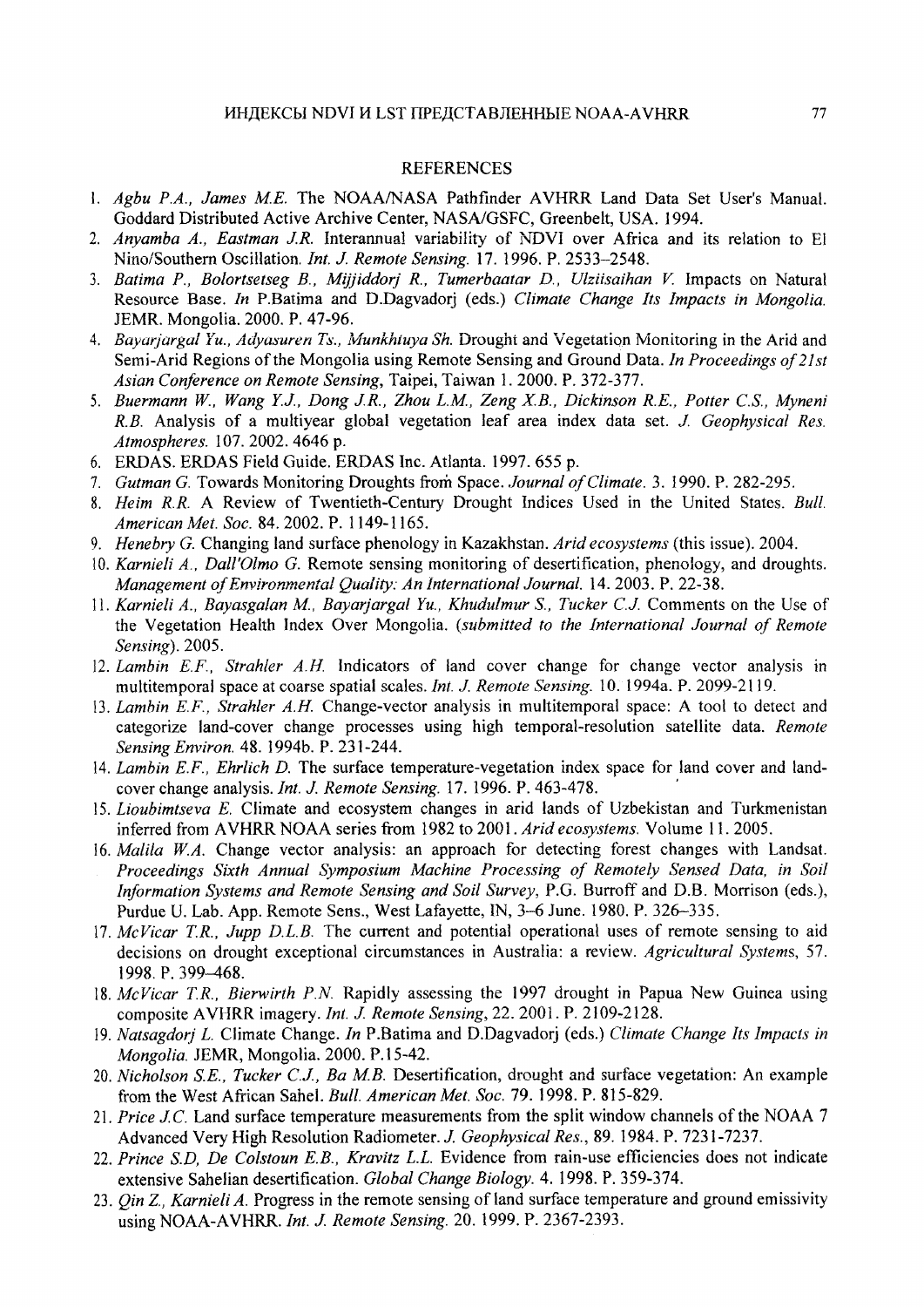## REFERENCES

1. *Agbu P.A., James M.E.* The NOAA/NASA Pathfinder AVHRR Land Data Set User's Manual. Goddard Distributed Active Archive Center, NASA/GSFC, Greenbelt, USA. 1994.
2. *Anyamba A., Eastman J.R.* Interannual variability of NDVI over Africa and its relation to El Nino/Southern Oscillation. *Int. J. Remote Sensing.* 17. 1996. P. 2533–2548.
3. *Batima P., Bolortsetseg B., Mijjiddorj R., Tumerbaatar D., Ulziisaihan V.* Impacts on Natural Resource Base. *In* P.Batima and D.Dagvadorj (eds.) *Climate Change Its Impacts in Mongolia.* JEMR. Mongolia. 2000. P. 47-96.
4. *Bayarjargal Yu., Adyasuren Ts., Munkhtuya Sh.* Drought and Vegetation Monitoring in the Arid and Semi-Arid Regions of the Mongolia using Remote Sensing and Ground Data. *In Proceedings of 21st Asian Conference on Remote Sensing*, Taipei, Taiwan 1. 2000. P. 372-377.
5. *Buermann W., Wang Y.J., Dong J.R., Zhou L.M., Zeng X.B., Dickinson R.E., Potter C.S., Myneni R.B.* Analysis of a multiyear global vegetation leaf area index data set. *J. Geophysical Res. Atmospheres.* 107. 2002. 4646 p.
6. ERDAS. ERDAS Field Guide. ERDAS Inc. Atlanta. 1997. 655 p.
7. *Gutman G.* Towards Monitoring Droughts from Space. *Journal of Climate.* 3. 1990. P. 282-295.
8. *Heim R.R.* A Review of Twentieth-Century Drought Indices Used in the United States. *Bull. American Met. Soc.* 84. 2002. P. 1149-1165.
9. *Henebry G.* Changing land surface phenology in Kazakhstan. *Arid ecosystems* (this issue). 2004.
10. *Karnieli A., Dall'Olmo G.* Remote sensing monitoring of desertification, phenology, and droughts. *Management of Environmental Quality: An International Journal.* 14. 2003. P. 22-38.
11. *Karnieli A., Bayasgalan M., Bayarjargal Yu., Khudulmur S., Tucker C.J.* Comments on the Use of the Vegetation Health Index Over Mongolia. (*submitted to the International Journal of Remote Sensing*). 2005.
12. *Lambin E.F., Strahler A.H.* Indicators of land cover change for change vector analysis in multitemporal space at coarse spatial scales. *Int. J. Remote Sensing.* 10. 1994a. P. 2099-2119.
13. *Lambin E.F., Strahler A.H.* Change-vector analysis in multitemporal space: A tool to detect and categorize land-cover change processes using high temporal-resolution satellite data. *Remote Sensing Environ.* 48. 1994b. P. 231-244.
14. *Lambin E.F., Ehrlich D.* The surface temperature-vegetation index space for land cover and land-cover change analysis. *Int. J. Remote Sensing.* 17. 1996. P. 463-478.
15. *Lioubimtseva E.* Climate and ecosystem changes in arid lands of Uzbekistan and Turkmenistan inferred from AVHRR NOAA series from 1982 to 2001. *Arid ecosystems.* Volume 11. 2005.
16. *Malila W.A.* Change vector analysis: an approach for detecting forest changes with Landsat. *Proceedings Sixth Annual Symposium Machine Processing of Remotely Sensed Data, in Soil Information Systems and Remote Sensing and Soil Survey*, P.G. Burroff and D.B. Morrison (eds.), Purdue U. Lab. App. Remote Sens., West Lafayette, IN, 3–6 June. 1980. P. 326–335.
17. *McVicar T.R., Jupp D.L.B.* The current and potential operational uses of remote sensing to aid decisions on drought exceptional circumstances in Australia: a review. *Agricultural Systems*, 57. 1998. P. 399–468.
18. *McVicar T.R., Bierwirth P.N.* Rapidly assessing the 1997 drought in Papua New Guinea using composite AVHRR imagery. *Int. J. Remote Sensing*, 22. 2001. P. 2109-2128.
19. *Natsagdorj L.* Climate Change. *In* P.Batima and D.Dagvadorj (eds.) *Climate Change Its Impacts in Mongolia.* JEMR, Mongolia. 2000. P.15-42.
20. *Nicholson S.E., Tucker C.J., Ba M.B.* Desertification, drought and surface vegetation: An example from the West African Sahel. *Bull. American Met. Soc.* 79. 1998. P. 815-829.
21. *Price J.C.* Land surface temperature measurements from the split window channels of the NOAA 7 Advanced Very High Resolution Radiometer. *J. Geophysical Res.*, 89. 1984. P. 7231-7237.
22. *Prince S.D, De Colstoun E.B., Kravitz L.L.* Evidence from rain-use efficiencies does not indicate extensive Sahelian desertification. *Global Change Biology.* 4. 1998. P. 359-374.
23. *Qin Z., Karnieli A.* Progress in the remote sensing of land surface temperature and ground emissivity using NOAA-AVHRR. *Int. J. Remote Sensing.* 20. 1999. P. 2367-2393.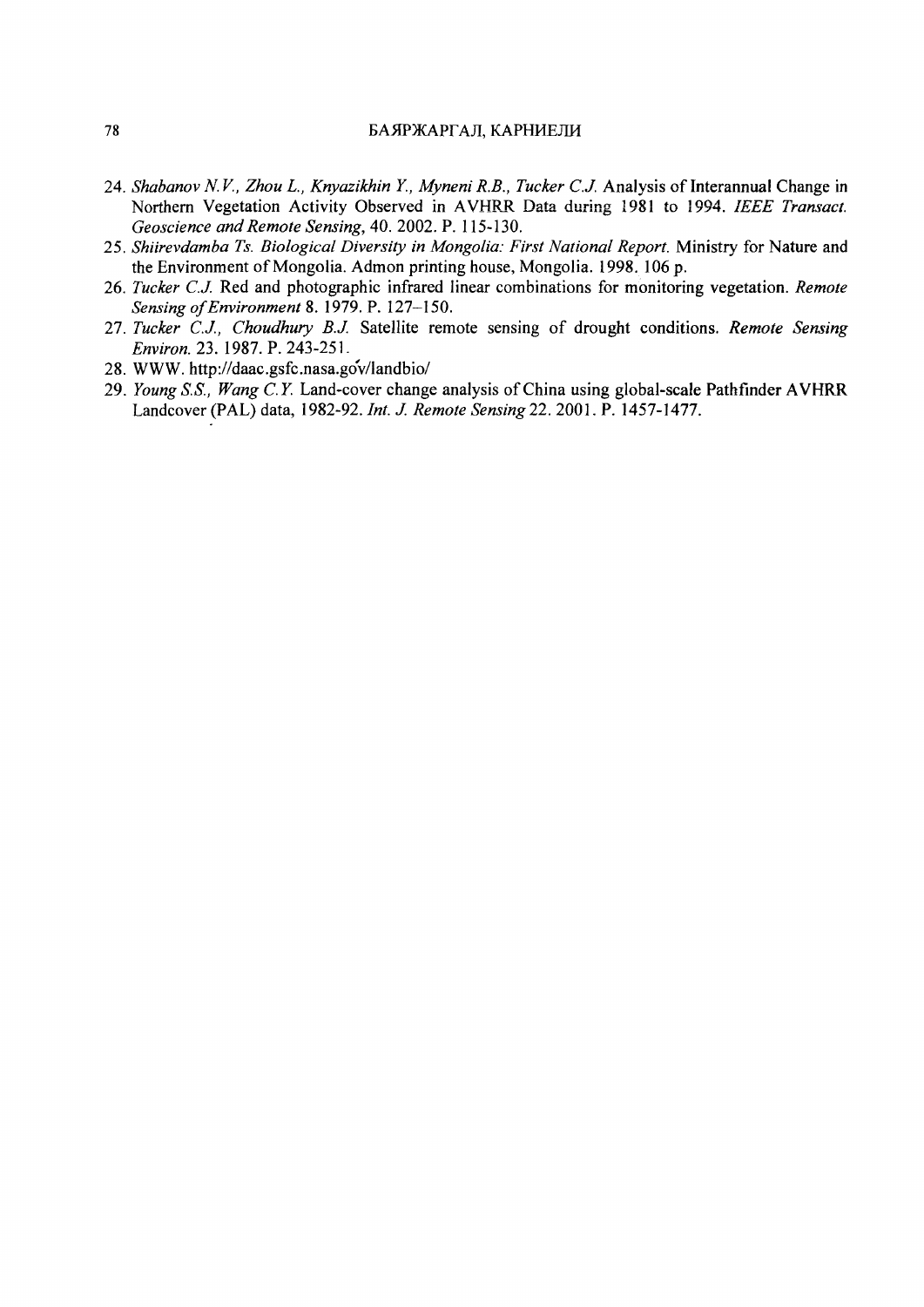24. *Shabanov N.V., Zhou L., Knyazikhin Y., Myneni R.B., Tucker C.J.* Analysis of Interannual Change in Northern Vegetation Activity Observed in AVHRR Data during 1981 to 1994. *IEEE Transact. Geoscience and Remote Sensing*, 40. 2002. P. 115-130.
25. *Shiirevdamba Ts. Biological Diversity in Mongolia: First National Report.* Ministry for Nature and the Environment of Mongolia. Admon printing house, Mongolia. 1998. 106 p.
26. *Tucker C.J.* Red and photographic infrared linear combinations for monitoring vegetation. *Remote Sensing of Environment* 8. 1979. P. 127–150.
27. *Tucker C.J., Choudhury B.J.* Satellite remote sensing of drought conditions. *Remote Sensing Environ.* 23. 1987. P. 243-251.
28. WWW. http://daac.gsfc.nasa.gov/landbio/
29. *Young S.S., Wang C.Y.* Land-cover change analysis of China using global-scale Pathfinder AVHRR Landcover (PAL) data, 1982-92. *Int. J. Remote Sensing* 22. 2001. P. 1457-1477.